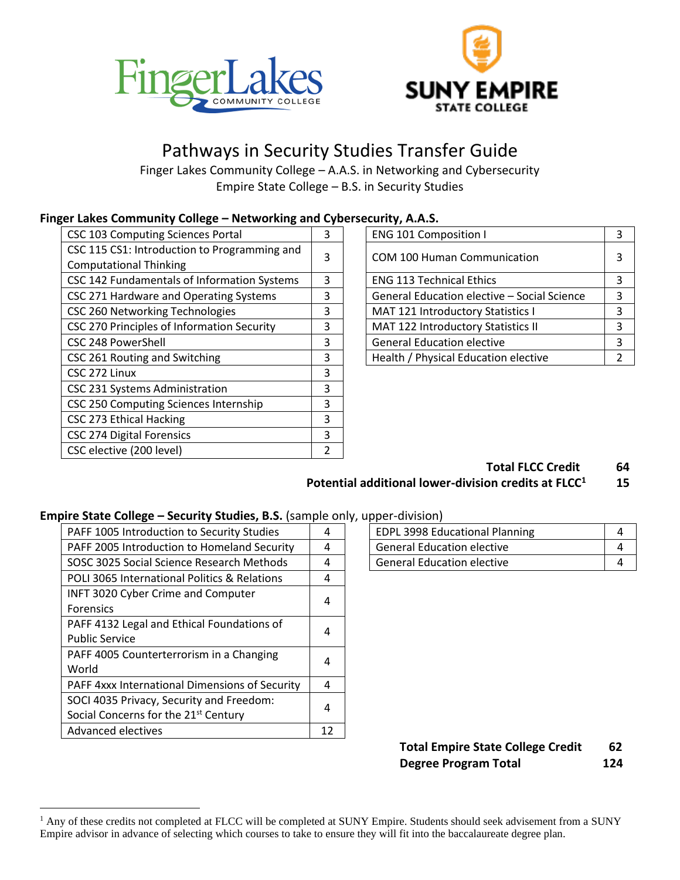# Pathways in Security Studies Transfer Guide

Finger Lakes Community College – A.A.S. in Networking and Cybersecurity

Empire State College – B.S. in Security Studies

## Finger Lakes Community College – Networking and Cybersecurity, A.A.S.

| Course | Credits |
|---|---|
| CSC 103 Computing Sciences Portal | 3 |
| CSC 115 CS1: Introduction to Programming and Computational Thinking | 3 |
| CSC 142 Fundamentals of Information Systems | 3 |
| CSC 271 Hardware and Operating Systems | 3 |
| CSC 260 Networking Technologies | 3 |
| CSC 270 Principles of Information Security | 3 |
| CSC 248 PowerShell | 3 |
| CSC 261 Routing and Switching | 3 |
| CSC 272 Linux | 3 |
| CSC 231 Systems Administration | 3 |
| CSC 250 Computing Sciences Internship | 3 |
| CSC 273 Ethical Hacking | 3 |
| CSC 274 Digital Forensics | 3 |
| CSC elective (200 level) | 2 |

| Course | Credits |
|---|---|
| ENG 101 Composition I | 3 |
| COM 100 Human Communication | 3 |
| ENG 113 Technical Ethics | 3 |
| General Education elective – Social Science | 3 |
| MAT 121 Introductory Statistics I | 3 |
| MAT 122 Introductory Statistics II | 3 |
| General Education elective | 3 |
| Health / Physical Education elective | 2 |

**Total FLCC Credit 64**

**Potential additional lower-division credits at FLCC[1] 15**

## Empire State College – Security Studies, B.S. (sample only, upper-division)

| Course | Credits |
|---|---|
| PAFF 1005 Introduction to Security Studies | 4 |
| PAFF 2005 Introduction to Homeland Security | 4 |
| SOSC 3025 Social Science Research Methods | 4 |
| POLI 3065 International Politics & Relations | 4 |
| INFT 3020 Cyber Crime and Computer Forensics | 4 |
| PAFF 4132 Legal and Ethical Foundations of Public Service | 4 |
| PAFF 4005 Counterterrorism in a Changing World | 4 |
| PAFF 4xxx International Dimensions of Security | 4 |
| SOCI 4035 Privacy, Security and Freedom: Social Concerns for the 21st Century | 4 |
| Advanced electives | 12 |

| Course | Credits |
|---|---|
| EDPL 3998 Educational Planning | 4 |
| General Education elective | 4 |
| General Education elective | 4 |

**Total Empire State College Credit 62**

**Degree Program Total 124**

[1] Any of these credits not completed at FLCC will be completed at SUNY Empire. Students should seek advisement from a SUNY Empire advisor in advance of selecting which courses to take to ensure they will fit into the baccalaureate degree plan.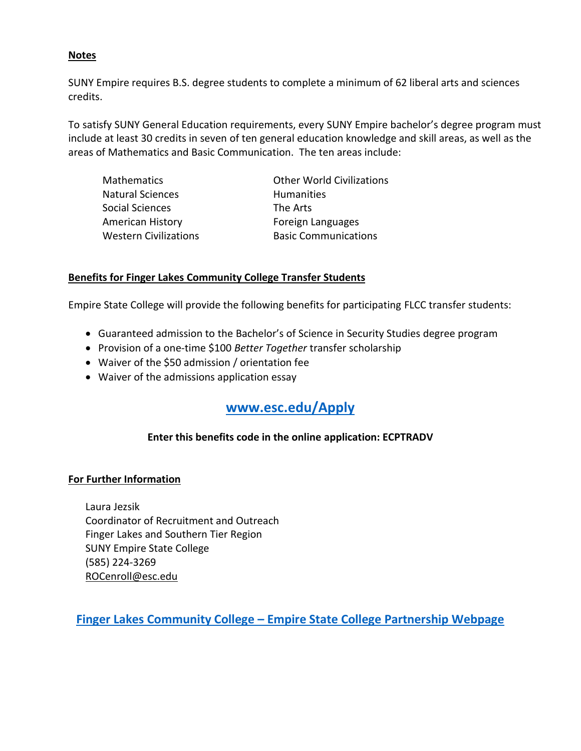**Notes**

SUNY Empire requires B.S. degree students to complete a minimum of 62 liberal arts and sciences credits.

To satisfy SUNY General Education requirements, every SUNY Empire bachelor's degree program must include at least 30 credits in seven of ten general education knowledge and skill areas, as well as the areas of Mathematics and Basic Communication. The ten areas include:

| | |
|---|---|
| Mathematics | Other World Civilizations |
| Natural Sciences | Humanities |
| Social Sciences | The Arts |
| American History | Foreign Languages |
| Western Civilizations | Basic Communications |

**Benefits for Finger Lakes Community College Transfer Students**

Empire State College will provide the following benefits for participating FLCC transfer students:

- Guaranteed admission to the Bachelor's of Science in Security Studies degree program
- Provision of a one-time $100 *Better Together* transfer scholarship
- Waiver of the $50 admission / orientation fee
- Waiver of the admissions application essay

## www.esc.edu/Apply

**Enter this benefits code in the online application: ECPTRADV**

**For Further Information**

Laura Jezsik
Coordinator of Recruitment and Outreach
Finger Lakes and Southern Tier Region
SUNY Empire State College
(585) 224-3269
ROCenroll@esc.edu

**Finger Lakes Community College – Empire State College Partnership Webpage**